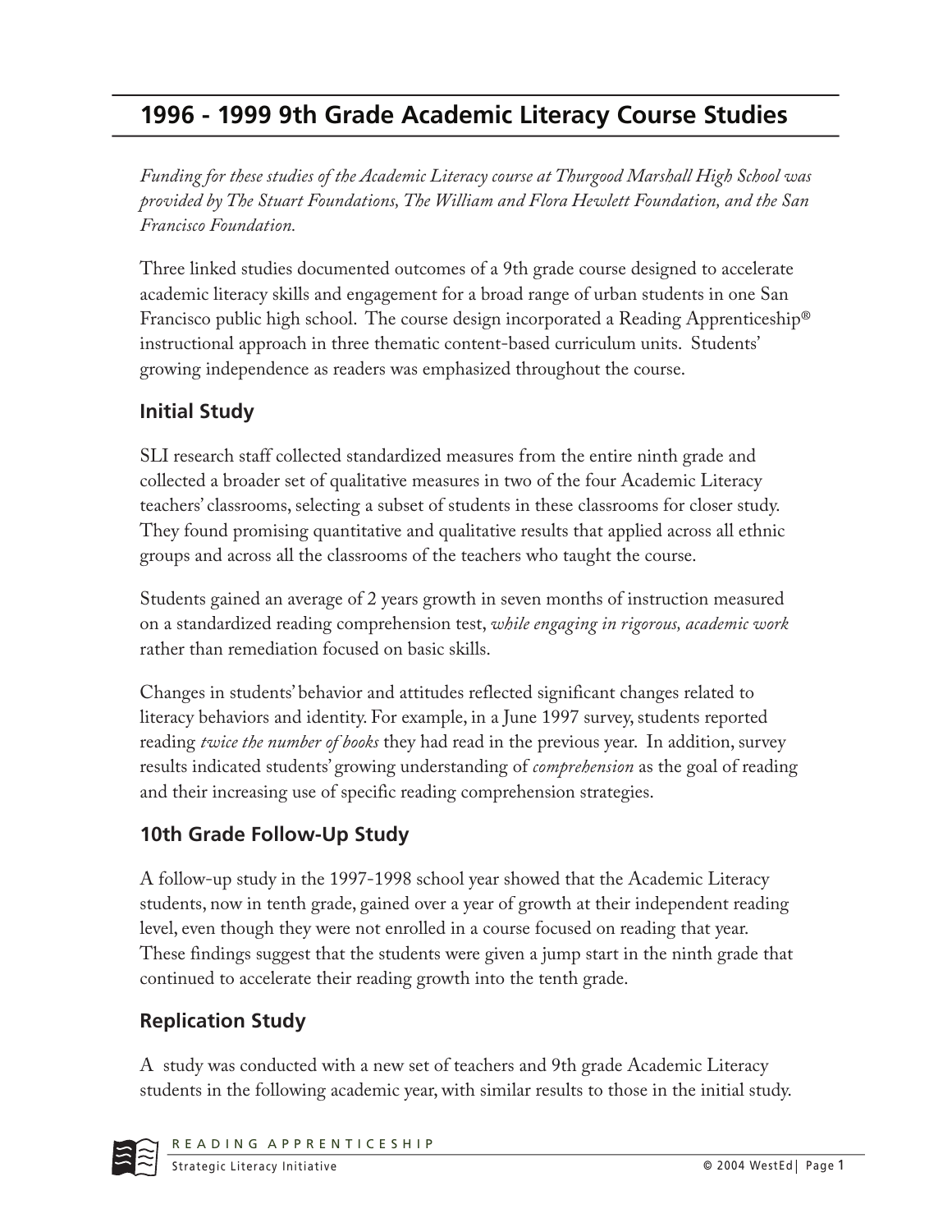# 1996 - 1999 9th Grade Academic Literacy Course Studies

*Funding for these studies of the Academic Literacy course at Thurgood Marshall High School was provided by The Stuart Foundations, The William and Flora Hewlett Foundation, and the San Francisco Foundation.*

Three linked studies documented outcomes of a 9th grade course designed to accelerate academic literacy skills and engagement for a broad range of urban students in one San Francisco public high school. The course design incorporated a Reading Apprenticeship® instructional approach in three thematic content-based curriculum units. Students' growing independence as readers was emphasized throughout the course.

## Initial Study

SLI research staff collected standardized measures from the entire ninth grade and collected a broader set of qualitative measures in two of the four Academic Literacy teachers' classrooms, selecting a subset of students in these classrooms for closer study. They found promising quantitative and qualitative results that applied across all ethnic groups and across all the classrooms of the teachers who taught the course.

Students gained an average of 2 years growth in seven months of instruction measured on a standardized reading comprehension test, *while engaging in rigorous, academic work* rather than remediation focused on basic skills.

Changes in students' behavior and attitudes reflected significant changes related to literacy behaviors and identity. For example, in a June 1997 survey, students reported reading *twice the number of books* they had read in the previous year. In addition, survey results indicated students' growing understanding of *comprehension* as the goal of reading and their increasing use of specific reading comprehension strategies.

## 10th Grade Follow-Up Study

A follow-up study in the 1997-1998 school year showed that the Academic Literacy students, now in tenth grade, gained over a year of growth at their independent reading level, even though they were not enrolled in a course focused on reading that year. These findings suggest that the students were given a jump start in the ninth grade that continued to accelerate their reading growth into the tenth grade.

## Replication Study

A study was conducted with a new set of teachers and 9th grade Academic Literacy students in the following academic year, with similar results to those in the initial study.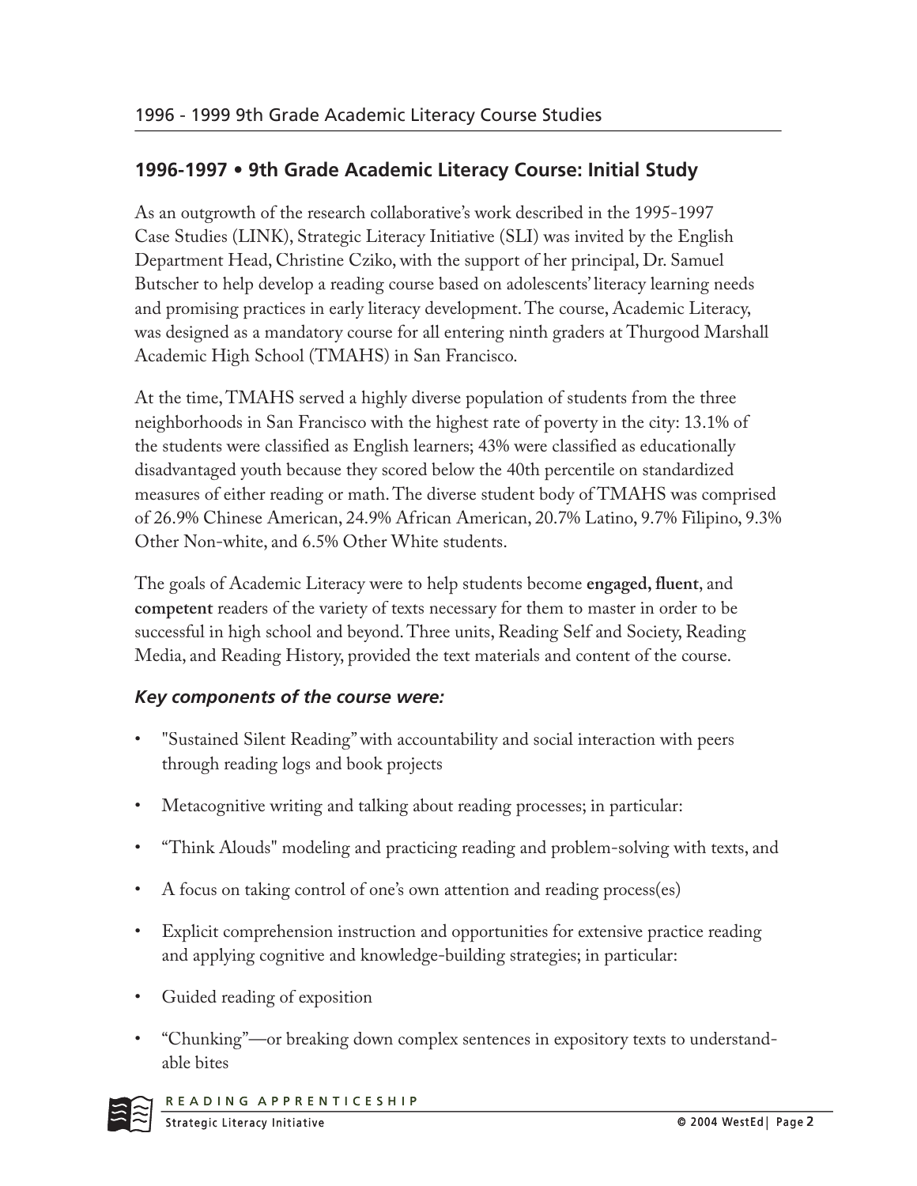## 1996-1997 • 9th Grade Academic Literacy Course: Initial Study

As an outgrowth of the research collaborative's work described in the 1995-1997 Case Studies (LINK), Strategic Literacy Initiative (SLI) was invited by the English Department Head, Christine Cziko, with the support of her principal, Dr. Samuel Butscher to help develop a reading course based on adolescents' literacy learning needs and promising practices in early literacy development. The course, Academic Literacy, was designed as a mandatory course for all entering ninth graders at Thurgood Marshall Academic High School (TMAHS) in San Francisco.

At the time, TMAHS served a highly diverse population of students from the three neighborhoods in San Francisco with the highest rate of poverty in the city: 13.1% of the students were classified as English learners; 43% were classified as educationally disadvantaged youth because they scored below the 40th percentile on standardized measures of either reading or math. The diverse student body of TMAHS was comprised of 26.9% Chinese American, 24.9% African American, 20.7% Latino, 9.7% Filipino, 9.3% Other Non-white, and 6.5% Other White students.

The goals of Academic Literacy were to help students become **engaged, fluent**, and **competent** readers of the variety of texts necessary for them to master in order to be successful in high school and beyond. Three units, Reading Self and Society, Reading Media, and Reading History, provided the text materials and content of the course.

### *Key components of the course were:*

- "Sustained Silent Reading" with accountability and social interaction with peers through reading logs and book projects
- Metacognitive writing and talking about reading processes; in particular:
- "Think Alouds" modeling and practicing reading and problem-solving with texts, and
- A focus on taking control of one's own attention and reading process(es)
- Explicit comprehension instruction and opportunities for extensive practice reading and applying cognitive and knowledge-building strategies; in particular:
- Guided reading of exposition
- "Chunking"—or breaking down complex sentences in expository texts to understandable bites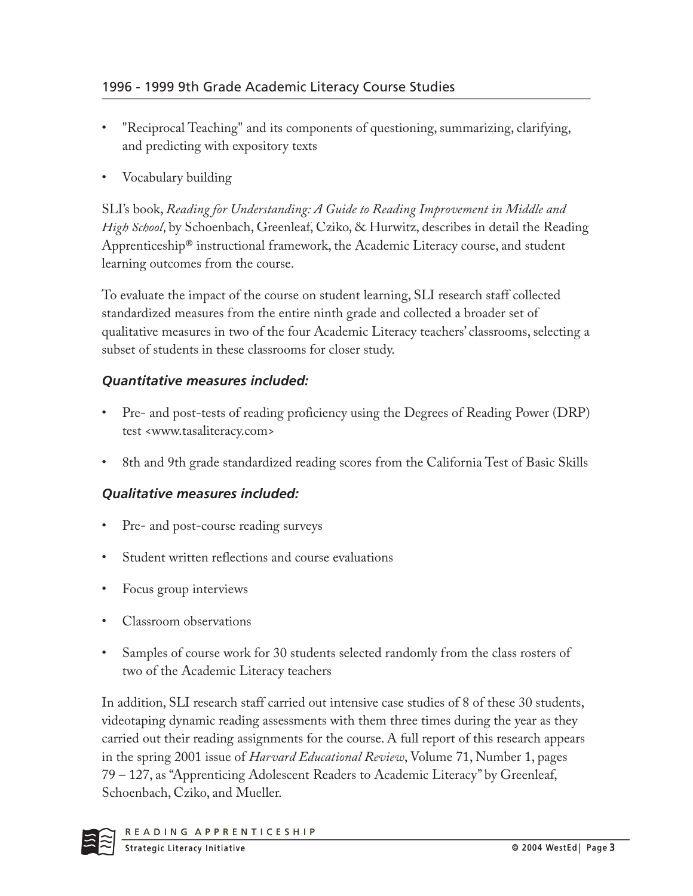- "Reciprocal Teaching" and its components of questioning, summarizing, clarifying, and predicting with expository texts
- Vocabulary building

SLI's book, *Reading for Understanding: A Guide to Reading Improvement in Middle and High School,* by Schoenbach, Greenleaf, Cziko, & Hurwitz, describes in detail the Reading Apprenticeship® instructional framework, the Academic Literacy course, and student learning outcomes from the course.

To evaluate the impact of the course on student learning, SLI research staff collected standardized measures from the entire ninth grade and collected a broader set of qualitative measures in two of the four Academic Literacy teachers' classrooms, selecting a subset of students in these classrooms for closer study.

### *Quantitative measures included:*

- Pre- and post-tests of reading proficiency using the Degrees of Reading Power (DRP) test <www.tasaliteracy.com>
- 8th and 9th grade standardized reading scores from the California Test of Basic Skills

### *Qualitative measures included:*

- Pre- and post-course reading surveys
- Student written reflections and course evaluations
- Focus group interviews
- Classroom observations
- Samples of course work for 30 students selected randomly from the class rosters of two of the Academic Literacy teachers

In addition, SLI research staff carried out intensive case studies of 8 of these 30 students, videotaping dynamic reading assessments with them three times during the year as they carried out their reading assignments for the course. A full report of this research appears in the spring 2001 issue of *Harvard Educational Review*, Volume 71, Number 1, pages 79 – 127, as "Apprenticing Adolescent Readers to Academic Literacy" by Greenleaf, Schoenbach, Cziko, and Mueller.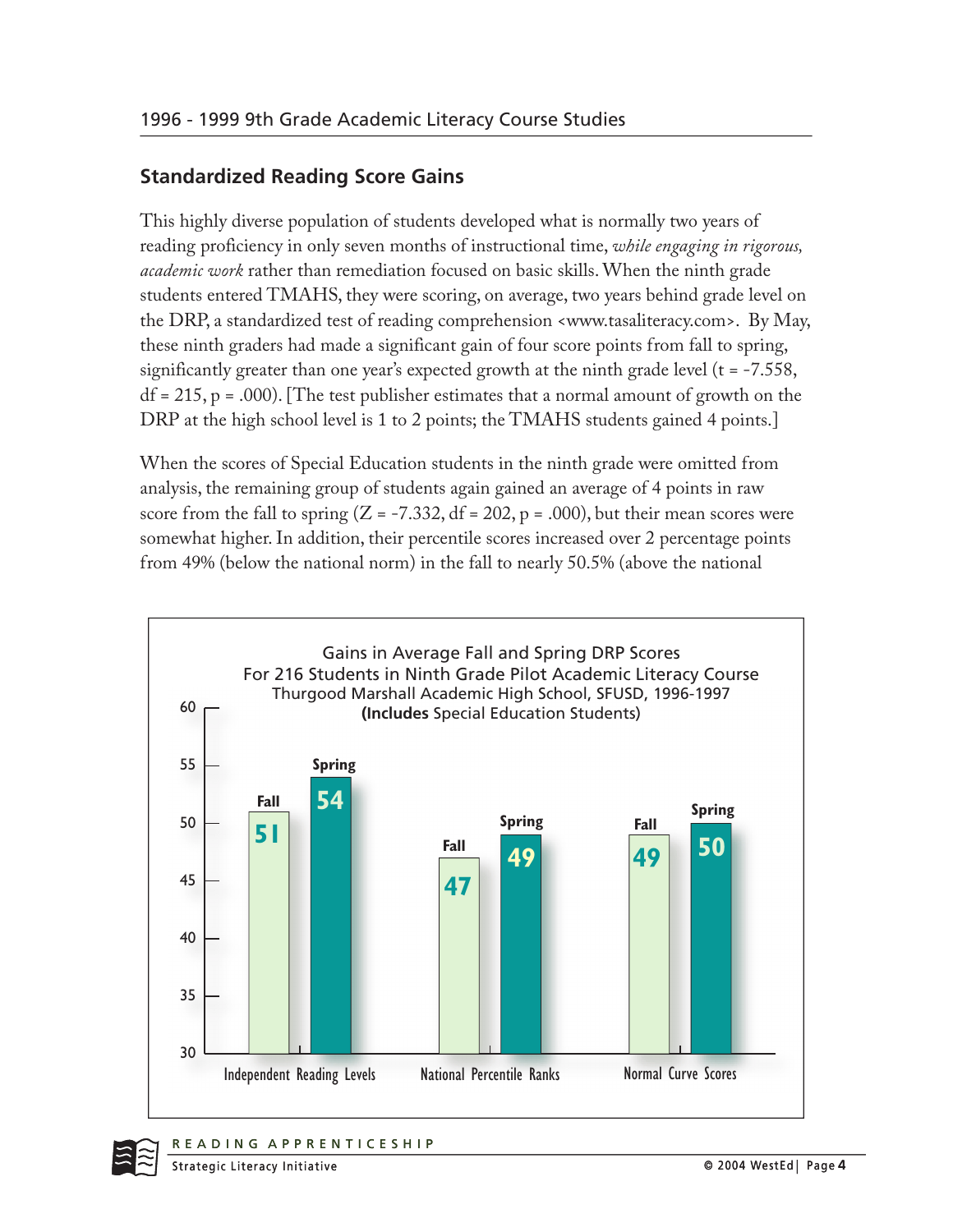## Standardized Reading Score Gains

This highly diverse population of students developed what is normally two years of reading proficiency in only seven months of instructional time, *while engaging in rigorous, academic work* rather than remediation focused on basic skills. When the ninth grade students entered TMAHS, they were scoring, on average, two years behind grade level on the DRP, a standardized test of reading comprehension <www.tasaliteracy.com>. By May, these ninth graders had made a significant gain of four score points from fall to spring, significantly greater than one year's expected growth at the ninth grade level ($t = -7.558$, $df = 215$, $p = .000$). [The test publisher estimates that a normal amount of growth on the DRP at the high school level is 1 to 2 points; the TMAHS students gained 4 points.]

When the scores of Special Education students in the ninth grade were omitted from analysis, the remaining group of students again gained an average of 4 points in raw score from the fall to spring ($Z = -7.332$, $df = 202$, $p = .000$), but their mean scores were somewhat higher. In addition, their percentile scores increased over 2 percentage points from 49% (below the national norm) in the fall to nearly 50.5% (above the national

**Gains in Average Fall and Spring DRP Scores**
**For 216 Students in Ninth Grade Pilot Academic Literacy Course**
**Thurgood Marshall Academic High School, SFUSD, 1996-1997**
**(Includes Special Education Students)**

| | Fall | Spring |
|---|---|---|
| Independent Reading Levels | 51 | 54 |
| National Percentile Ranks | 47 | 49 |
| Normal Curve Scores | 49 | 50 |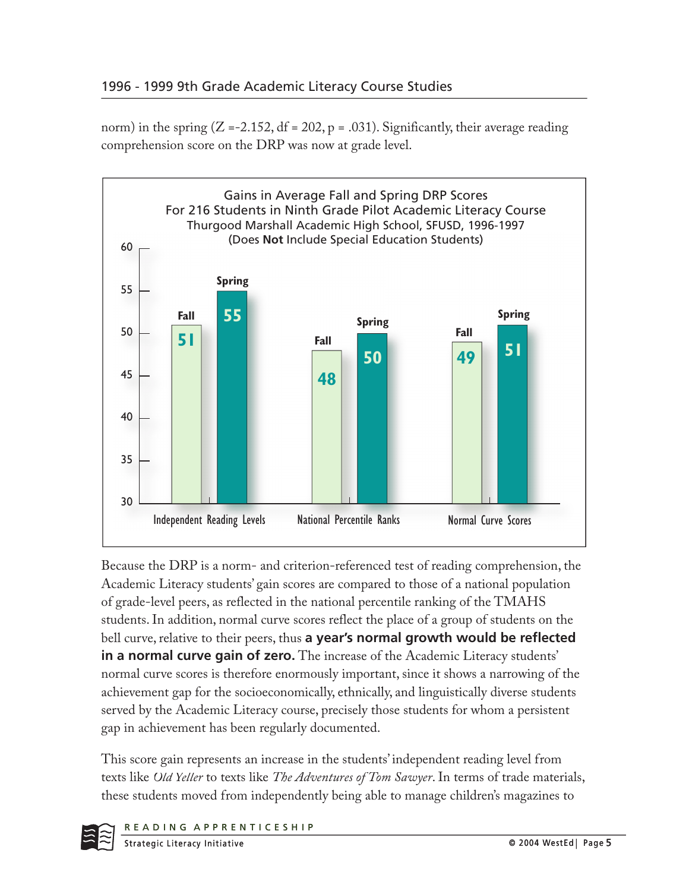norm) in the spring (Z =-2.152, df = 202, p = .031). Significantly, their average reading comprehension score on the DRP was now at grade level.

Gains in Average Fall and Spring DRP Scores
For 216 Students in Ninth Grade Pilot Academic Literacy Course
Thurgood Marshall Academic High School, SFUSD, 1996-1997
(Does **Not** Include Special Education Students)

| | Fall | Spring |
|---|---|---|
| Independent Reading Levels | 51 | 55 |
| National Percentile Ranks | 48 | 50 |
| Normal Curve Scores | 49 | 51 |

Because the DRP is a norm- and criterion-referenced test of reading comprehension, the Academic Literacy students' gain scores are compared to those of a national population of grade-level peers, as reflected in the national percentile ranking of the TMAHS students. In addition, normal curve scores reflect the place of a group of students on the bell curve, relative to their peers, thus **a year's normal growth would be reflected in a normal curve gain of zero.** The increase of the Academic Literacy students' normal curve scores is therefore enormously important, since it shows a narrowing of the achievement gap for the socioeconomically, ethnically, and linguistically diverse students served by the Academic Literacy course, precisely those students for whom a persistent gap in achievement has been regularly documented.

This score gain represents an increase in the students' independent reading level from texts like *Old Yeller* to texts like *The Adventures of Tom Sawyer*. In terms of trade materials, these students moved from independently being able to manage children's magazines to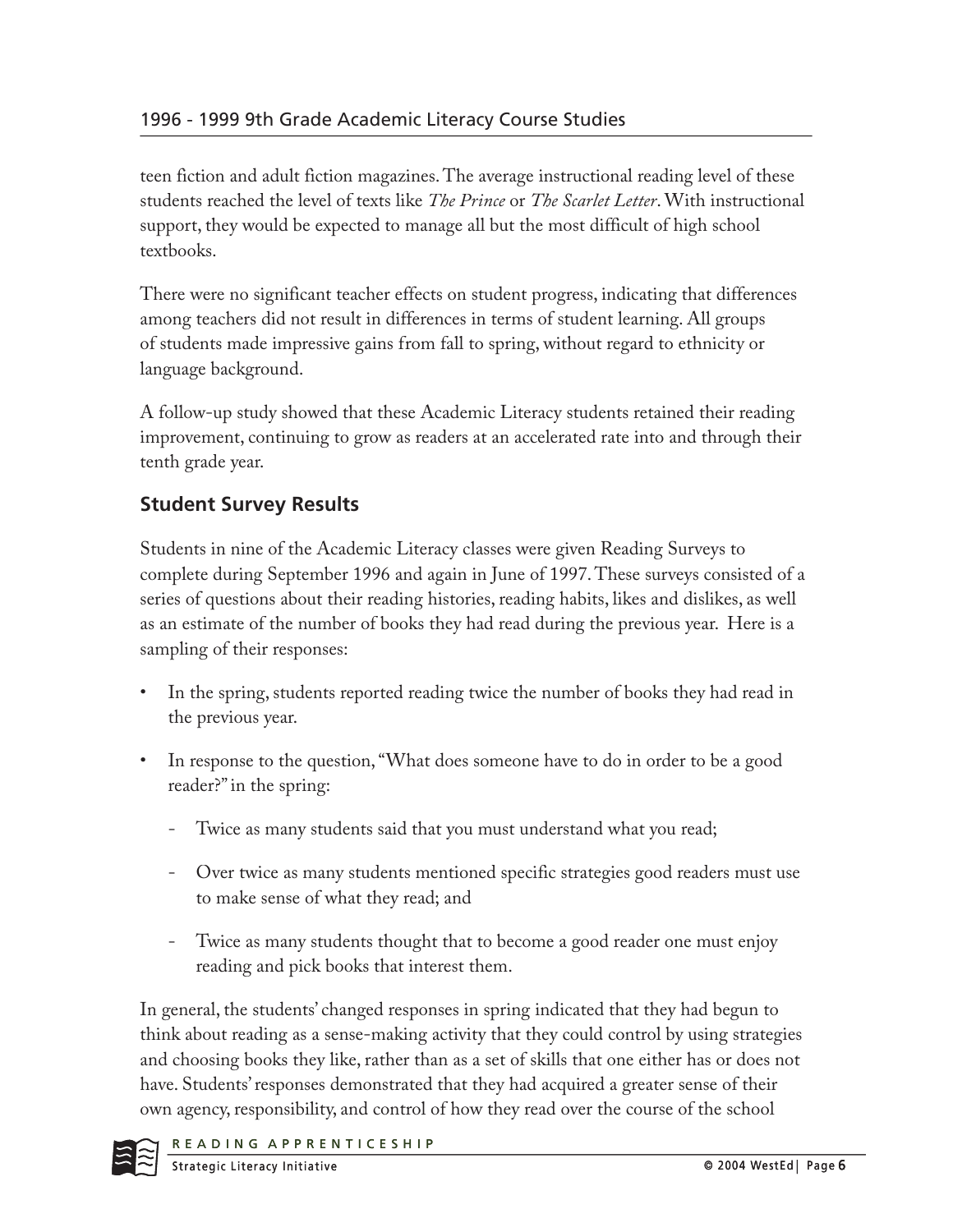teen fiction and adult fiction magazines. The average instructional reading level of these students reached the level of texts like *The Prince* or *The Scarlet Letter*. With instructional support, they would be expected to manage all but the most difficult of high school textbooks.

There were no significant teacher effects on student progress, indicating that differences among teachers did not result in differences in terms of student learning. All groups of students made impressive gains from fall to spring, without regard to ethnicity or language background.

A follow-up study showed that these Academic Literacy students retained their reading improvement, continuing to grow as readers at an accelerated rate into and through their tenth grade year.

## Student Survey Results

Students in nine of the Academic Literacy classes were given Reading Surveys to complete during September 1996 and again in June of 1997. These surveys consisted of a series of questions about their reading histories, reading habits, likes and dislikes, as well as an estimate of the number of books they had read during the previous year. Here is a sampling of their responses:

- In the spring, students reported reading twice the number of books they had read in the previous year.
- In response to the question, "What does someone have to do in order to be a good reader?" in the spring:
  - Twice as many students said that you must understand what you read;
  - Over twice as many students mentioned specific strategies good readers must use to make sense of what they read; and
  - Twice as many students thought that to become a good reader one must enjoy reading and pick books that interest them.

In general, the students' changed responses in spring indicated that they had begun to think about reading as a sense-making activity that they could control by using strategies and choosing books they like, rather than as a set of skills that one either has or does not have. Students' responses demonstrated that they had acquired a greater sense of their own agency, responsibility, and control of how they read over the course of the school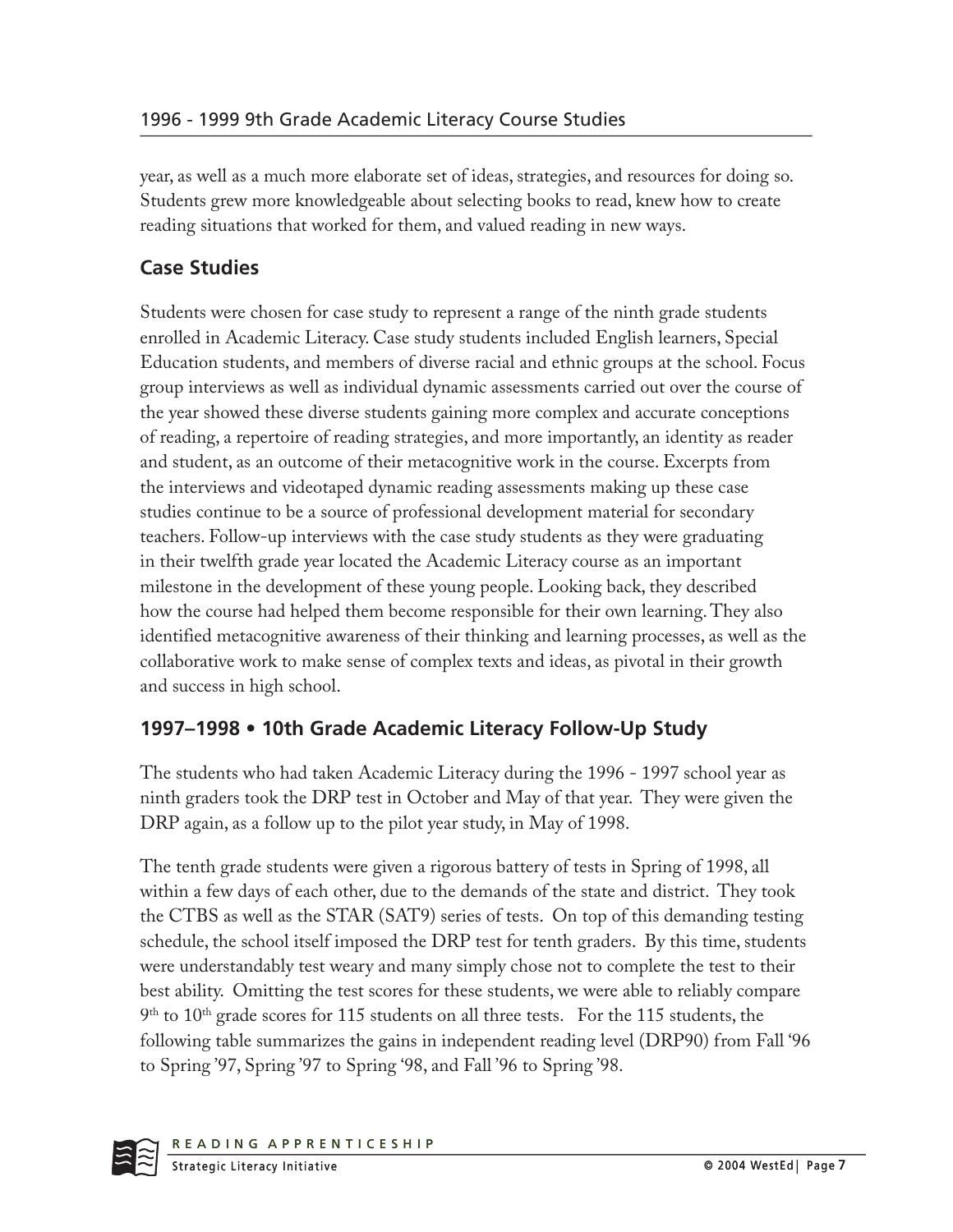year, as well as a much more elaborate set of ideas, strategies, and resources for doing so. Students grew more knowledgeable about selecting books to read, knew how to create reading situations that worked for them, and valued reading in new ways.

## Case Studies

Students were chosen for case study to represent a range of the ninth grade students enrolled in Academic Literacy. Case study students included English learners, Special Education students, and members of diverse racial and ethnic groups at the school. Focus group interviews as well as individual dynamic assessments carried out over the course of the year showed these diverse students gaining more complex and accurate conceptions of reading, a repertoire of reading strategies, and more importantly, an identity as reader and student, as an outcome of their metacognitive work in the course. Excerpts from the interviews and videotaped dynamic reading assessments making up these case studies continue to be a source of professional development material for secondary teachers. Follow-up interviews with the case study students as they were graduating in their twelfth grade year located the Academic Literacy course as an important milestone in the development of these young people. Looking back, they described how the course had helped them become responsible for their own learning. They also identified metacognitive awareness of their thinking and learning processes, as well as the collaborative work to make sense of complex texts and ideas, as pivotal in their growth and success in high school.

## 1997–1998 • 10th Grade Academic Literacy Follow-Up Study

The students who had taken Academic Literacy during the 1996 - 1997 school year as ninth graders took the DRP test in October and May of that year. They were given the DRP again, as a follow up to the pilot year study, in May of 1998.

The tenth grade students were given a rigorous battery of tests in Spring of 1998, all within a few days of each other, due to the demands of the state and district. They took the CTBS as well as the STAR (SAT9) series of tests. On top of this demanding testing schedule, the school itself imposed the DRP test for tenth graders. By this time, students were understandably test weary and many simply chose not to complete the test to their best ability. Omitting the test scores for these students, we were able to reliably compare 9th to 10th grade scores for 115 students on all three tests. For the 115 students, the following table summarizes the gains in independent reading level (DRP90) from Fall '96 to Spring '97, Spring '97 to Spring '98, and Fall '96 to Spring '98.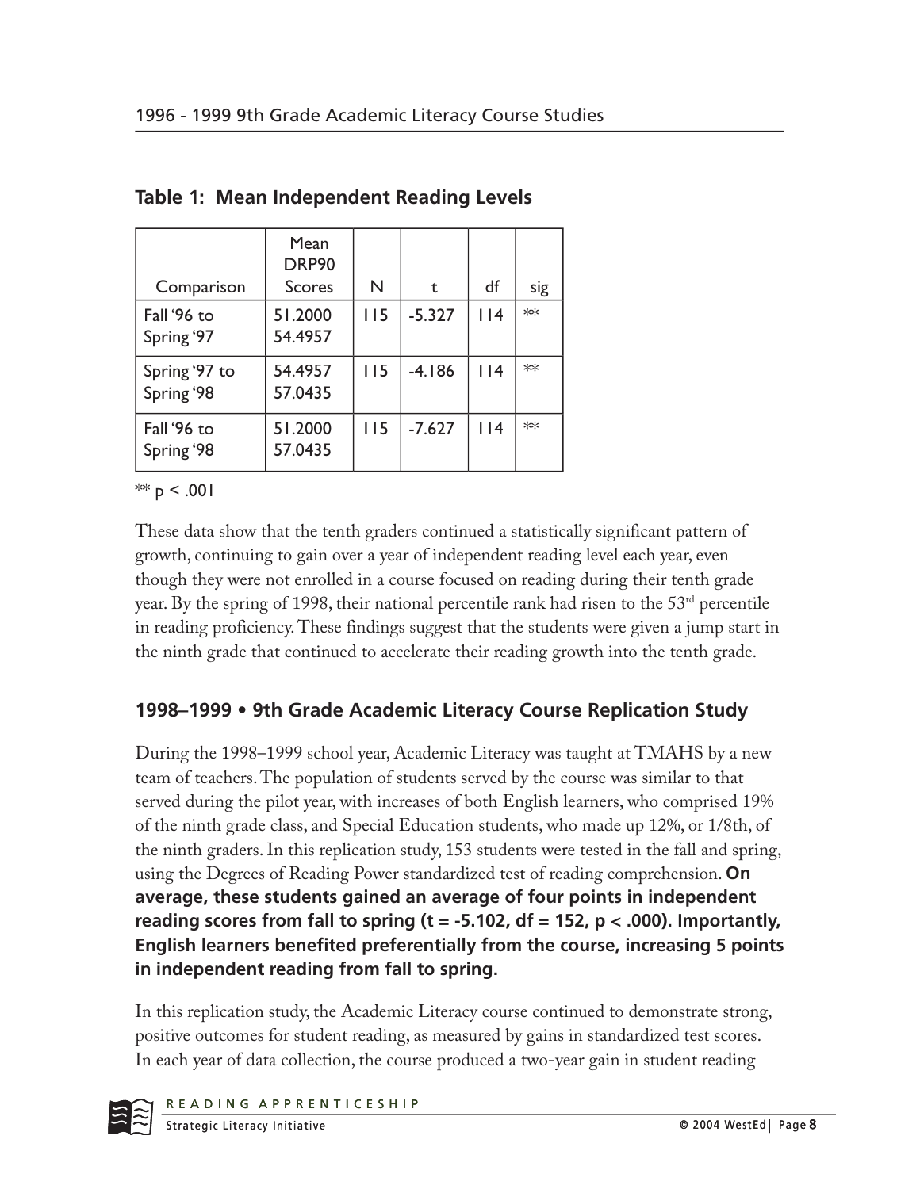**Table 1: Mean Independent Reading Levels**

| Comparison | Mean DRP90 Scores | N | t | df | sig |
|---|---|---|---|---|---|
| Fall '96 to Spring '97 | 51.2000 54.4957 | 115 | -5.327 | 114 | ** |
| Spring '97 to Spring '98 | 54.4957 57.0435 | 115 | -4.186 | 114 | ** |
| Fall '96 to Spring '98 | 51.2000 57.0435 | 115 | -7.627 | 114 | ** |

** $p < .001$

These data show that the tenth graders continued a statistically significant pattern of growth, continuing to gain over a year of independent reading level each year, even though they were not enrolled in a course focused on reading during their tenth grade year. By the spring of 1998, their national percentile rank had risen to the 53rd percentile in reading proficiency. These findings suggest that the students were given a jump start in the ninth grade that continued to accelerate their reading growth into the tenth grade.

## 1998–1999 • 9th Grade Academic Literacy Course Replication Study

During the 1998–1999 school year, Academic Literacy was taught at TMAHS by a new team of teachers. The population of students served by the course was similar to that served during the pilot year, with increases of both English learners, who comprised 19% of the ninth grade class, and Special Education students, who made up 12%, or 1/8th, of the ninth graders. In this replication study, 153 students were tested in the fall and spring, using the Degrees of Reading Power standardized test of reading comprehension. **On average, these students gained an average of four points in independent reading scores from fall to spring ($t = -5.102$, $df = 152$, $p < .000$). Importantly, English learners benefited preferentially from the course, increasing 5 points in independent reading from fall to spring.**

In this replication study, the Academic Literacy course continued to demonstrate strong, positive outcomes for student reading, as measured by gains in standardized test scores. In each year of data collection, the course produced a two-year gain in student reading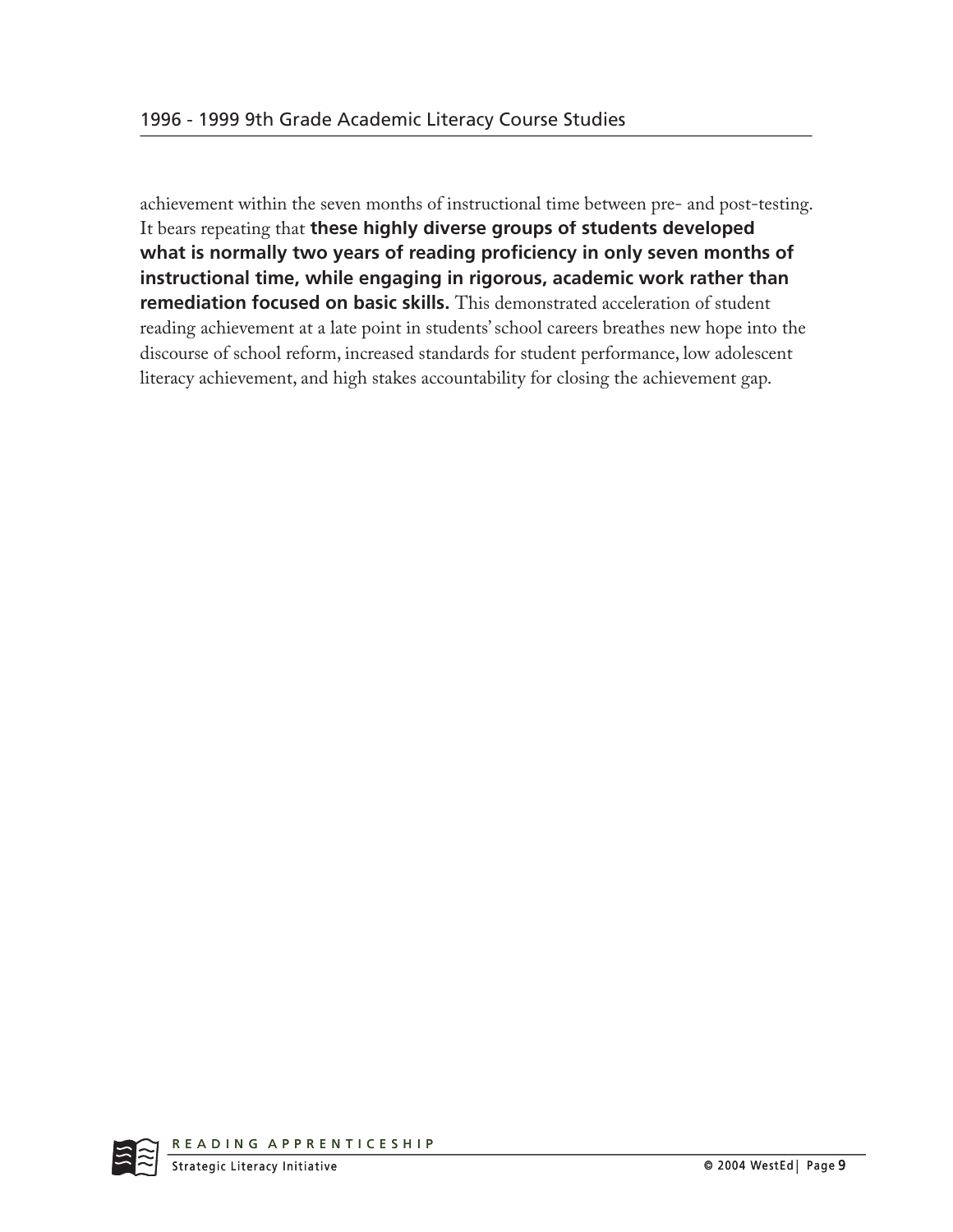achievement within the seven months of instructional time between pre- and post-testing. It bears repeating that **these highly diverse groups of students developed what is normally two years of reading proficiency in only seven months of instructional time, while engaging in rigorous, academic work rather than remediation focused on basic skills.** This demonstrated acceleration of student reading achievement at a late point in students' school careers breathes new hope into the discourse of school reform, increased standards for student performance, low adolescent literacy achievement, and high stakes accountability for closing the achievement gap.